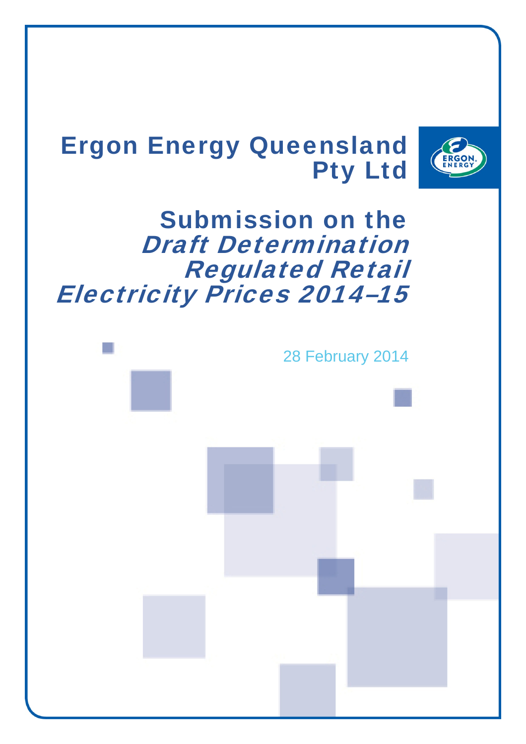# Ergon Energy Queensland Pty Ltd

## Submission on the *Draft Determination Regulated Retail Electricity Prices 2014–15*

28 February 2014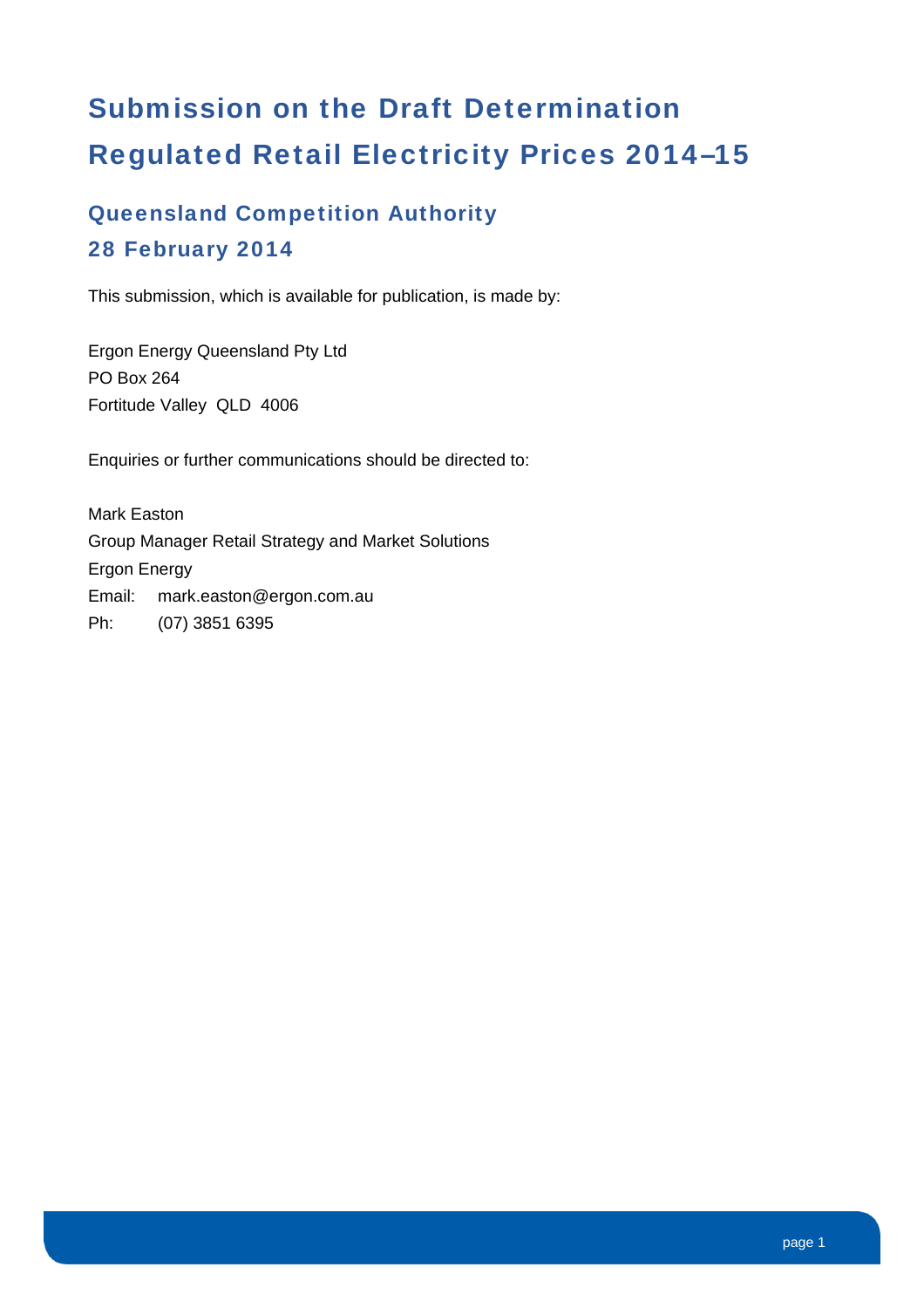# Submission on the Draft Determination Regulated Retail Electricity Prices 2014–15

## Queensland Competition Authority

## 28 February 2014

This submission, which is available for publication, is made by:

Ergon Energy Queensland Pty Ltd
PO Box 264
Fortitude Valley QLD 4006

Enquiries or further communications should be directed to:

Mark Easton
Group Manager Retail Strategy and Market Solutions
Ergon Energy
Email: mark.easton@ergon.com.au
Ph: (07) 3851 6395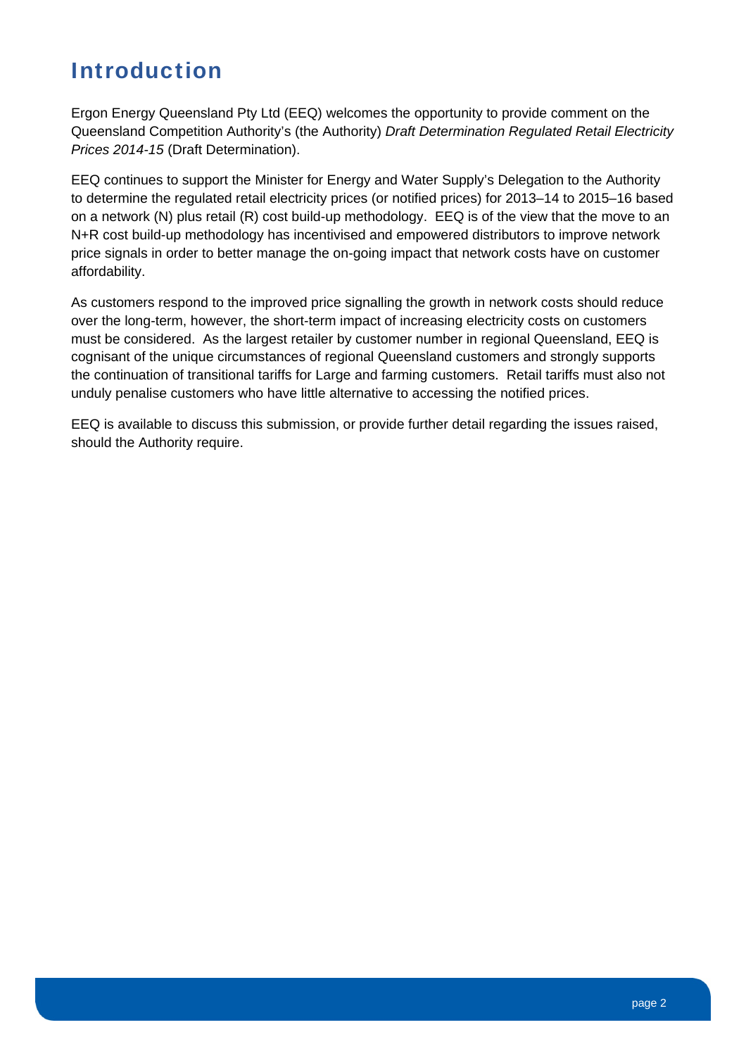# Introduction

Ergon Energy Queensland Pty Ltd (EEQ) welcomes the opportunity to provide comment on the Queensland Competition Authority's (the Authority) *Draft Determination Regulated Retail Electricity Prices 2014-15* (Draft Determination).

EEQ continues to support the Minister for Energy and Water Supply's Delegation to the Authority to determine the regulated retail electricity prices (or notified prices) for 2013–14 to 2015–16 based on a network (N) plus retail (R) cost build-up methodology. EEQ is of the view that the move to an N+R cost build-up methodology has incentivised and empowered distributors to improve network price signals in order to better manage the on-going impact that network costs have on customer affordability.

As customers respond to the improved price signalling the growth in network costs should reduce over the long-term, however, the short-term impact of increasing electricity costs on customers must be considered. As the largest retailer by customer number in regional Queensland, EEQ is cognisant of the unique circumstances of regional Queensland customers and strongly supports the continuation of transitional tariffs for Large and farming customers. Retail tariffs must also not unduly penalise customers who have little alternative to accessing the notified prices.

EEQ is available to discuss this submission, or provide further detail regarding the issues raised, should the Authority require.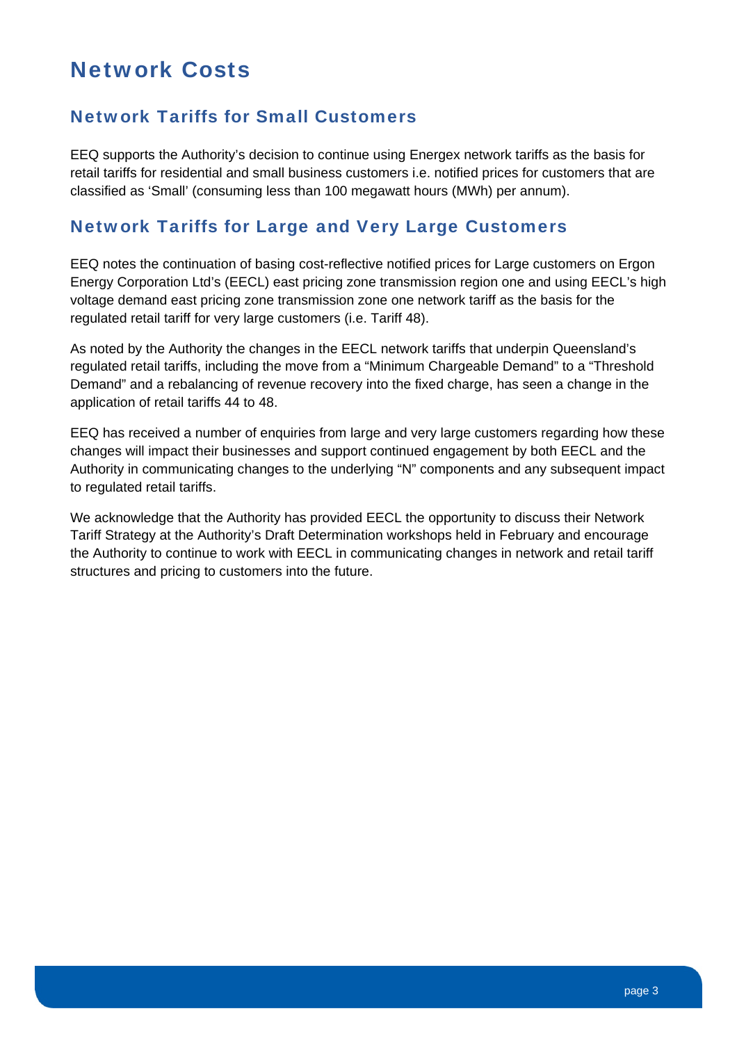# Network Costs

## Network Tariffs for Small Customers

EEQ supports the Authority's decision to continue using Energex network tariffs as the basis for retail tariffs for residential and small business customers i.e. notified prices for customers that are classified as 'Small' (consuming less than 100 megawatt hours (MWh) per annum).

## Network Tariffs for Large and Very Large Customers

EEQ notes the continuation of basing cost-reflective notified prices for Large customers on Ergon Energy Corporation Ltd's (EECL) east pricing zone transmission region one and using EECL's high voltage demand east pricing zone transmission zone one network tariff as the basis for the regulated retail tariff for very large customers (i.e. Tariff 48).

As noted by the Authority the changes in the EECL network tariffs that underpin Queensland's regulated retail tariffs, including the move from a "Minimum Chargeable Demand" to a "Threshold Demand" and a rebalancing of revenue recovery into the fixed charge, has seen a change in the application of retail tariffs 44 to 48.

EEQ has received a number of enquiries from large and very large customers regarding how these changes will impact their businesses and support continued engagement by both EECL and the Authority in communicating changes to the underlying "N" components and any subsequent impact to regulated retail tariffs.

We acknowledge that the Authority has provided EECL the opportunity to discuss their Network Tariff Strategy at the Authority's Draft Determination workshops held in February and encourage the Authority to continue to work with EECL in communicating changes in network and retail tariff structures and pricing to customers into the future.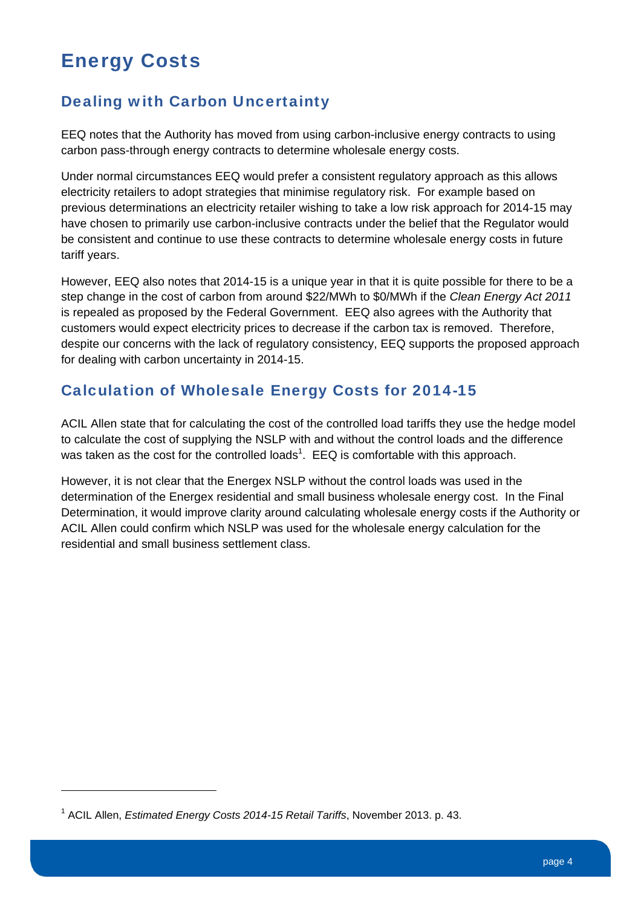# Energy Costs

## Dealing with Carbon Uncertainty

EEQ notes that the Authority has moved from using carbon-inclusive energy contracts to using carbon pass-through energy contracts to determine wholesale energy costs.

Under normal circumstances EEQ would prefer a consistent regulatory approach as this allows electricity retailers to adopt strategies that minimise regulatory risk. For example based on previous determinations an electricity retailer wishing to take a low risk approach for 2014-15 may have chosen to primarily use carbon-inclusive contracts under the belief that the Regulator would be consistent and continue to use these contracts to determine wholesale energy costs in future tariff years.

However, EEQ also notes that 2014-15 is a unique year in that it is quite possible for there to be a step change in the cost of carbon from around $22/MWh to $0/MWh if the *Clean Energy Act 2011* is repealed as proposed by the Federal Government. EEQ also agrees with the Authority that customers would expect electricity prices to decrease if the carbon tax is removed. Therefore, despite our concerns with the lack of regulatory consistency, EEQ supports the proposed approach for dealing with carbon uncertainty in 2014-15.

## Calculation of Wholesale Energy Costs for 2014-15

ACIL Allen state that for calculating the cost of the controlled load tariffs they use the hedge model to calculate the cost of supplying the NSLP with and without the control loads and the difference was taken as the cost for the controlled loads[1]. EEQ is comfortable with this approach.

However, it is not clear that the Energex NSLP without the control loads was used in the determination of the Energex residential and small business wholesale energy cost. In the Final Determination, it would improve clarity around calculating wholesale energy costs if the Authority or ACIL Allen could confirm which NSLP was used for the wholesale energy calculation for the residential and small business settlement class.

---

[1] ACIL Allen, *Estimated Energy Costs 2014-15 Retail Tariffs*, November 2013. p. 43.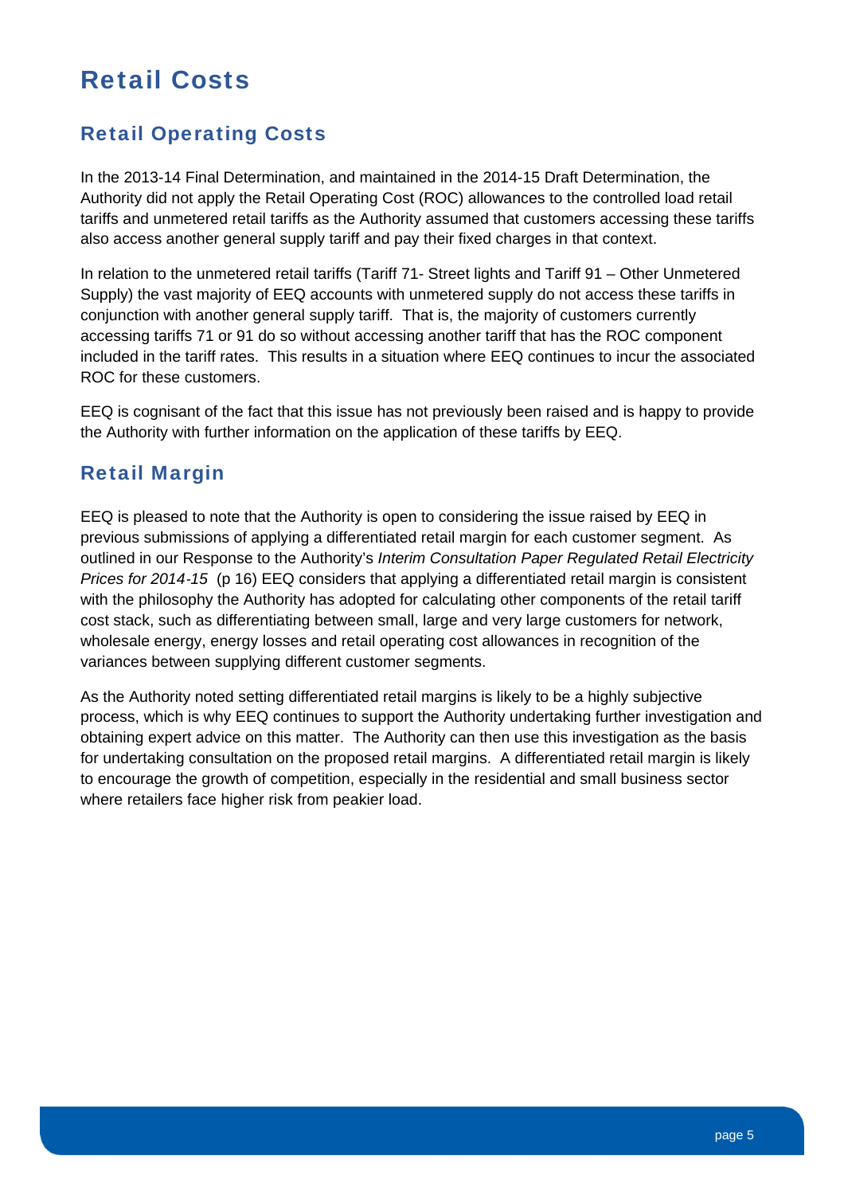# Retail Costs

## Retail Operating Costs

In the 2013-14 Final Determination, and maintained in the 2014-15 Draft Determination, the Authority did not apply the Retail Operating Cost (ROC) allowances to the controlled load retail tariffs and unmetered retail tariffs as the Authority assumed that customers accessing these tariffs also access another general supply tariff and pay their fixed charges in that context.

In relation to the unmetered retail tariffs (Tariff 71- Street lights and Tariff 91 – Other Unmetered Supply) the vast majority of EEQ accounts with unmetered supply do not access these tariffs in conjunction with another general supply tariff. That is, the majority of customers currently accessing tariffs 71 or 91 do so without accessing another tariff that has the ROC component included in the tariff rates. This results in a situation where EEQ continues to incur the associated ROC for these customers.

EEQ is cognisant of the fact that this issue has not previously been raised and is happy to provide the Authority with further information on the application of these tariffs by EEQ.

## Retail Margin

EEQ is pleased to note that the Authority is open to considering the issue raised by EEQ in previous submissions of applying a differentiated retail margin for each customer segment. As outlined in our Response to the Authority's *Interim Consultation Paper Regulated Retail Electricity Prices for 2014-15* (p 16) EEQ considers that applying a differentiated retail margin is consistent with the philosophy the Authority has adopted for calculating other components of the retail tariff cost stack, such as differentiating between small, large and very large customers for network, wholesale energy, energy losses and retail operating cost allowances in recognition of the variances between supplying different customer segments.

As the Authority noted setting differentiated retail margins is likely to be a highly subjective process, which is why EEQ continues to support the Authority undertaking further investigation and obtaining expert advice on this matter. The Authority can then use this investigation as the basis for undertaking consultation on the proposed retail margins. A differentiated retail margin is likely to encourage the growth of competition, especially in the residential and small business sector where retailers face higher risk from peakier load.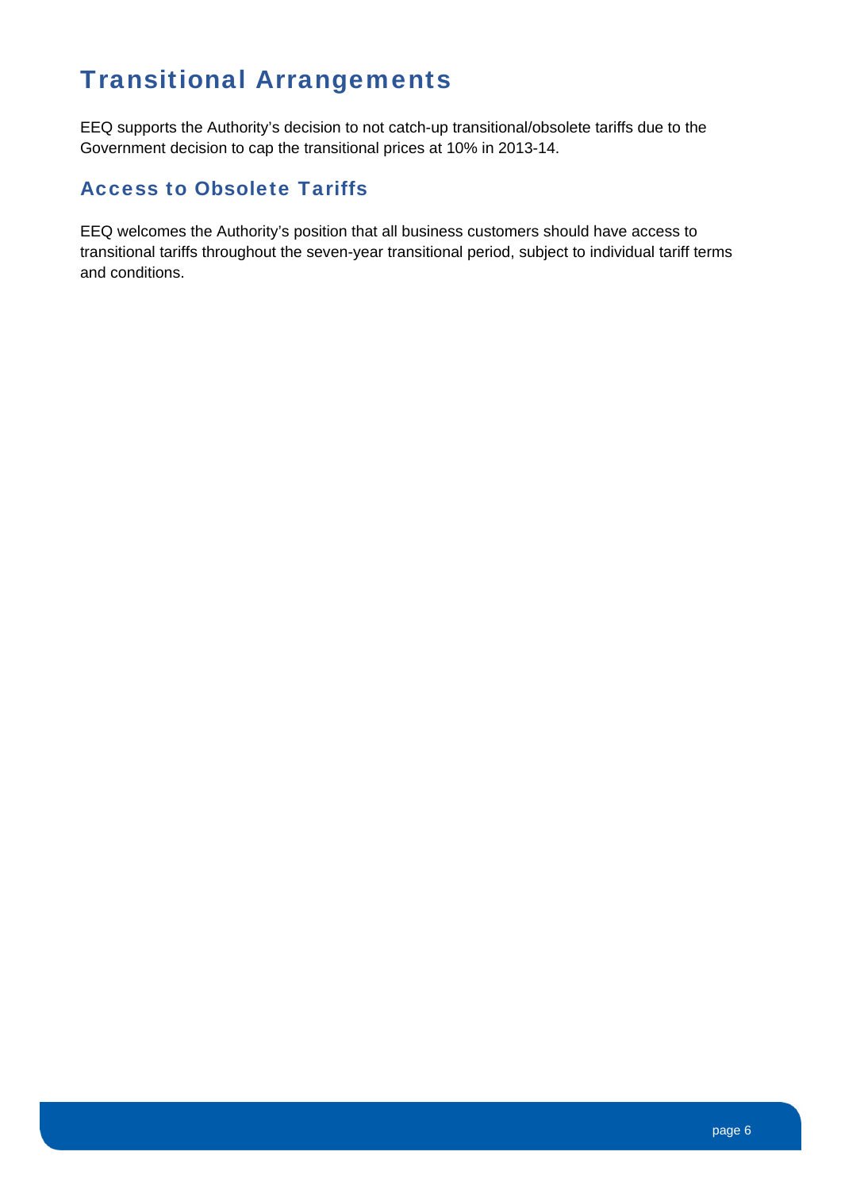# Transitional Arrangements

EEQ supports the Authority's decision to not catch-up transitional/obsolete tariffs due to the Government decision to cap the transitional prices at 10% in 2013-14.

## Access to Obsolete Tariffs

EEQ welcomes the Authority's position that all business customers should have access to transitional tariffs throughout the seven-year transitional period, subject to individual tariff terms and conditions.